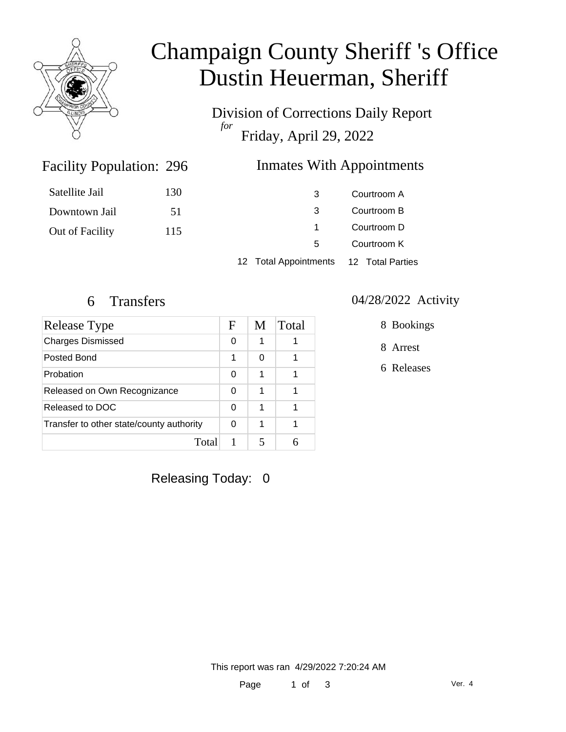# Champaign County Sheriff 's Office
# Dustin Heuerman, Sheriff

Division of Corrections Daily Report

*for*

Friday, April 29, 2022

## Facility Population: 296

| | |
|---|---|
| Satellite Jail | 130 |
| Downtown Jail | 51 |
| Out of Facility | 115 |

## Inmates With Appointments

| | |
|---|---|
| 3 | Courtroom A |
| 3 | Courtroom B |
| 1 | Courtroom D |
| 5 | Courtroom K |
| 12 Total Appointments | 12 Total Parties |

## 6 Transfers

| Release Type | F | M | Total |
|---|---|---|---|
| Charges Dismissed | 0 | 1 | 1 |
| Posted Bond | 1 | 0 | 1 |
| Probation | 0 | 1 | 1 |
| Released on Own Recognizance | 0 | 1 | 1 |
| Released to DOC | 0 | 1 | 1 |
| Transfer to other state/county authority | 0 | 1 | 1 |
| Total | 1 | 5 | 6 |

## 04/28/2022 Activity

- 8 Bookings
- 8 Arrest
- 6 Releases

Releasing Today: 0

This report was ran 4/29/2022 7:20:24 AM

Ver. 4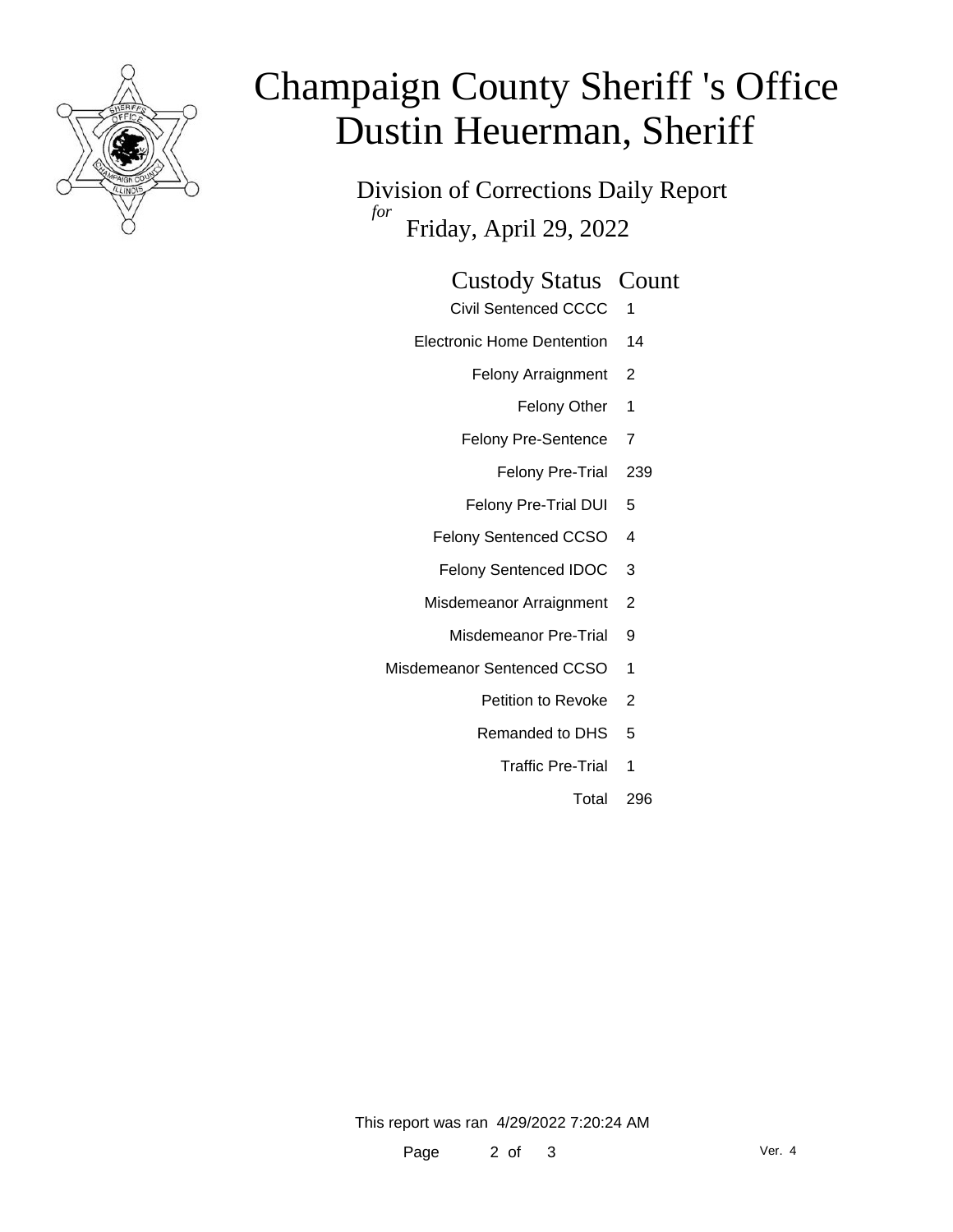# Champaign County Sheriff 's Office
# Dustin Heuerman, Sheriff

## Division of Corrections Daily Report
*for*
Friday, April 29, 2022

| Custody Status | Count |
|---|---|
| Civil Sentenced CCCC | 1 |
| Electronic Home Dentention | 14 |
| Felony Arraignment | 2 |
| Felony Other | 1 |
| Felony Pre-Sentence | 7 |
| Felony Pre-Trial | 239 |
| Felony Pre-Trial DUI | 5 |
| Felony Sentenced CCSO | 4 |
| Felony Sentenced IDOC | 3 |
| Misdemeanor Arraignment | 2 |
| Misdemeanor Pre-Trial | 9 |
| Misdemeanor Sentenced CCSO | 1 |
| Petition to Revoke | 2 |
| Remanded to DHS | 5 |
| Traffic Pre-Trial | 1 |
| Total | 296 |

This report was ran 4/29/2022 7:20:24 AM

Ver. 4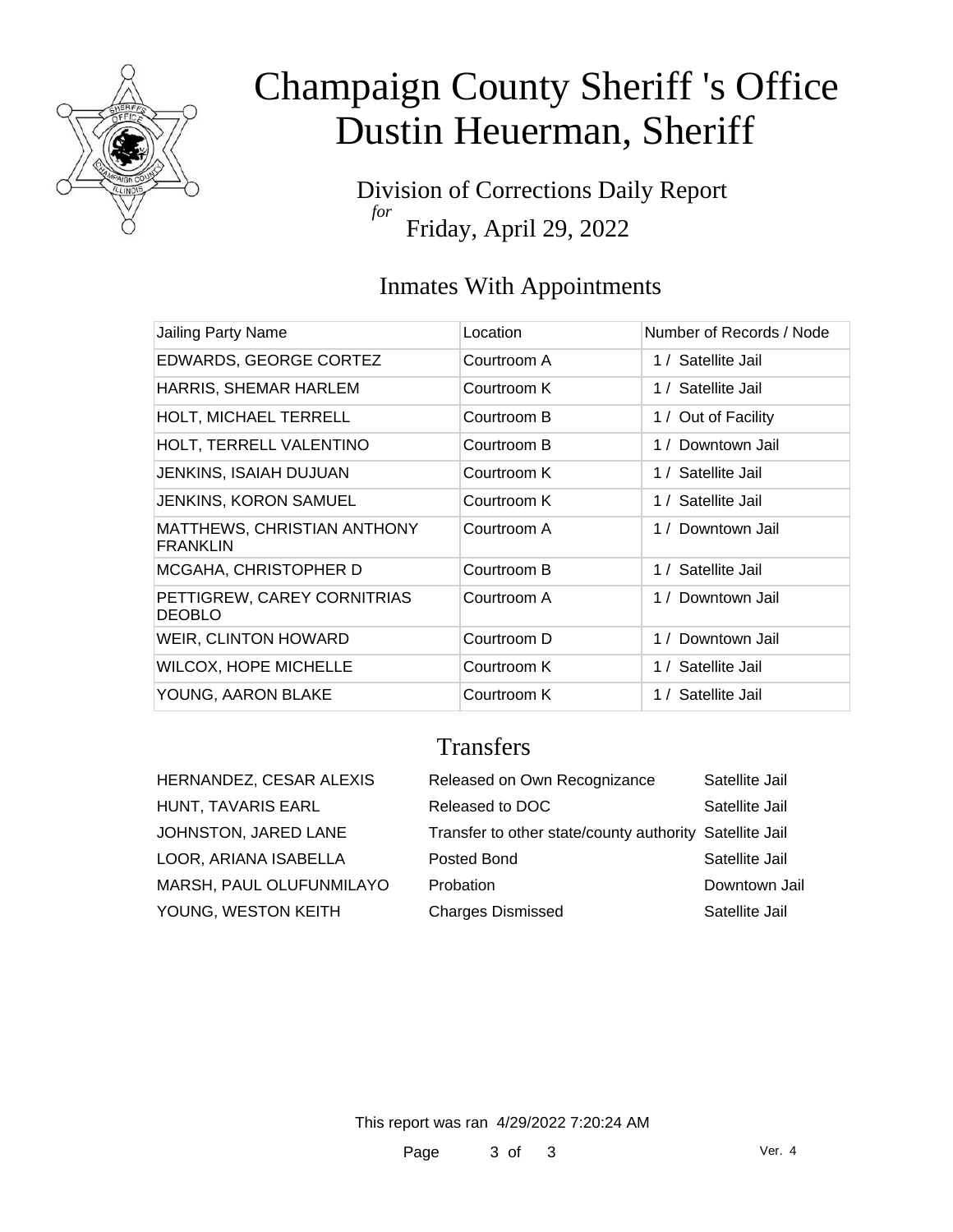# Champaign County Sheriff 's Office
# Dustin Heuerman, Sheriff

Division of Corrections Daily Report

*for*

Friday, April 29, 2022

## Inmates With Appointments

| Jailing Party Name | Location | Number of Records / Node |
|---|---|---|
| EDWARDS, GEORGE CORTEZ | Courtroom A | 1 / Satellite Jail |
| HARRIS, SHEMAR HARLEM | Courtroom K | 1 / Satellite Jail |
| HOLT, MICHAEL TERRELL | Courtroom B | 1 / Out of Facility |
| HOLT, TERRELL VALENTINO | Courtroom B | 1 / Downtown Jail |
| JENKINS, ISAIAH DUJUAN | Courtroom K | 1 / Satellite Jail |
| JENKINS, KORON SAMUEL | Courtroom K | 1 / Satellite Jail |
| MATTHEWS, CHRISTIAN ANTHONY FRANKLIN | Courtroom A | 1 / Downtown Jail |
| MCGAHA, CHRISTOPHER D | Courtroom B | 1 / Satellite Jail |
| PETTIGREW, CAREY CORNITRIAS DEOBLO | Courtroom A | 1 / Downtown Jail |
| WEIR, CLINTON HOWARD | Courtroom D | 1 / Downtown Jail |
| WILCOX, HOPE MICHELLE | Courtroom K | 1 / Satellite Jail |
| YOUNG, AARON BLAKE | Courtroom K | 1 / Satellite Jail |

## Transfers

| | | |
|---|---|---|
| HERNANDEZ, CESAR ALEXIS | Released on Own Recognizance | Satellite Jail |
| HUNT, TAVARIS EARL | Released to DOC | Satellite Jail |
| JOHNSTON, JARED LANE | Transfer to other state/county authority | Satellite Jail |
| LOOR, ARIANA ISABELLA | Posted Bond | Satellite Jail |
| MARSH, PAUL OLUFUNMILAYO | Probation | Downtown Jail |
| YOUNG, WESTON KEITH | Charges Dismissed | Satellite Jail |

This report was ran 4/29/2022 7:20:24 AM